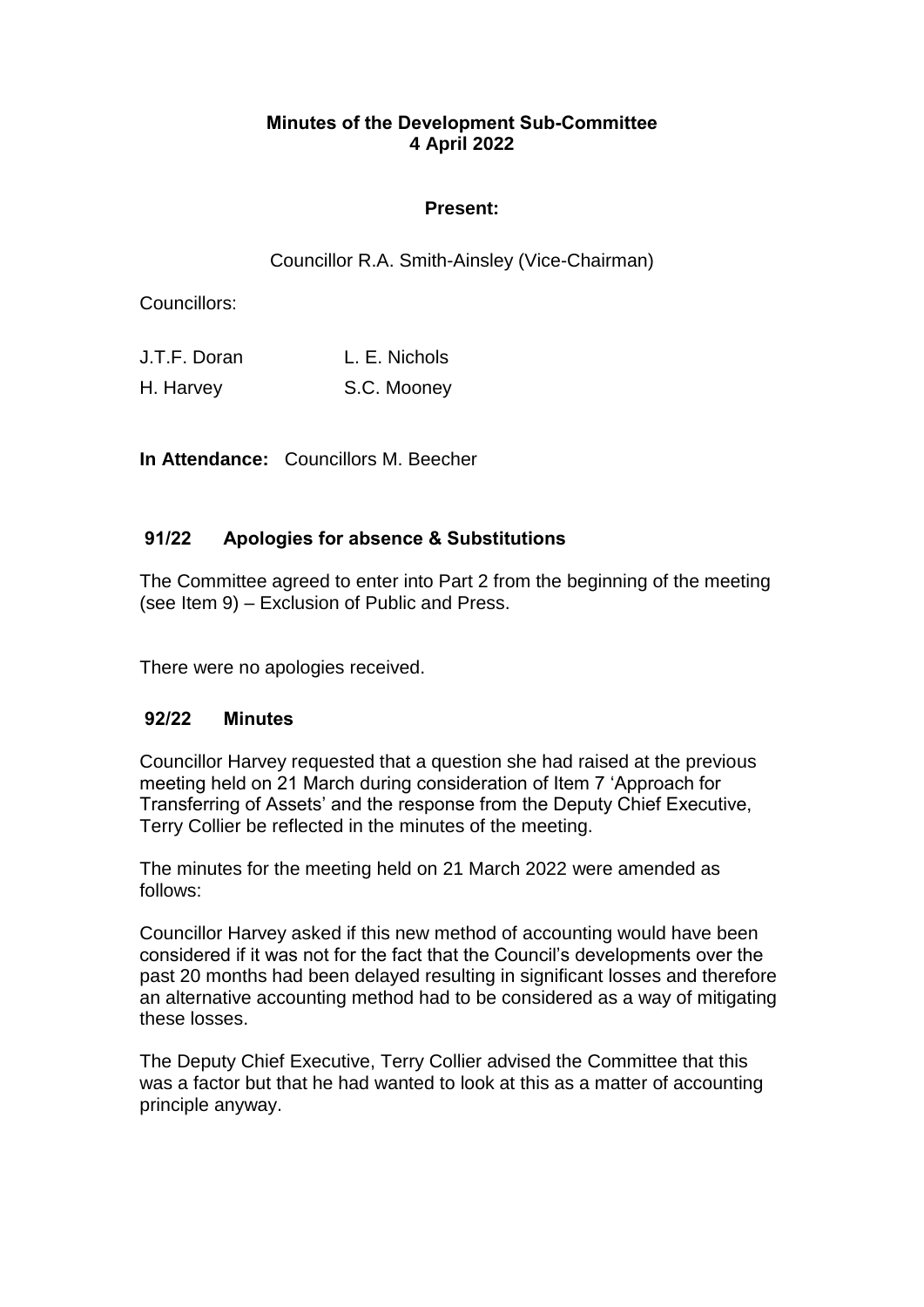# Minutes of the Development Sub-Committee
## 4 April 2022

**Present:**

Councillor R.A. Smith-Ainsley (Vice-Chairman)

Councillors:

| | |
|---|---|
| J.T.F. Doran | L. E. Nichols |
| H. Harvey | S.C. Mooney |

**In Attendance:** Councillors M. Beecher

### 91/22 Apologies for absence & Substitutions

The Committee agreed to enter into Part 2 from the beginning of the meeting (see Item 9) – Exclusion of Public and Press.

There were no apologies received.

### 92/22 Minutes

Councillor Harvey requested that a question she had raised at the previous meeting held on 21 March during consideration of Item 7 'Approach for Transferring of Assets' and the response from the Deputy Chief Executive, Terry Collier be reflected in the minutes of the meeting.

The minutes for the meeting held on 21 March 2022 were amended as follows:

Councillor Harvey asked if this new method of accounting would have been considered if it was not for the fact that the Council's developments over the past 20 months had been delayed resulting in significant losses and therefore an alternative accounting method had to be considered as a way of mitigating these losses.

The Deputy Chief Executive, Terry Collier advised the Committee that this was a factor but that he had wanted to look at this as a matter of accounting principle anyway.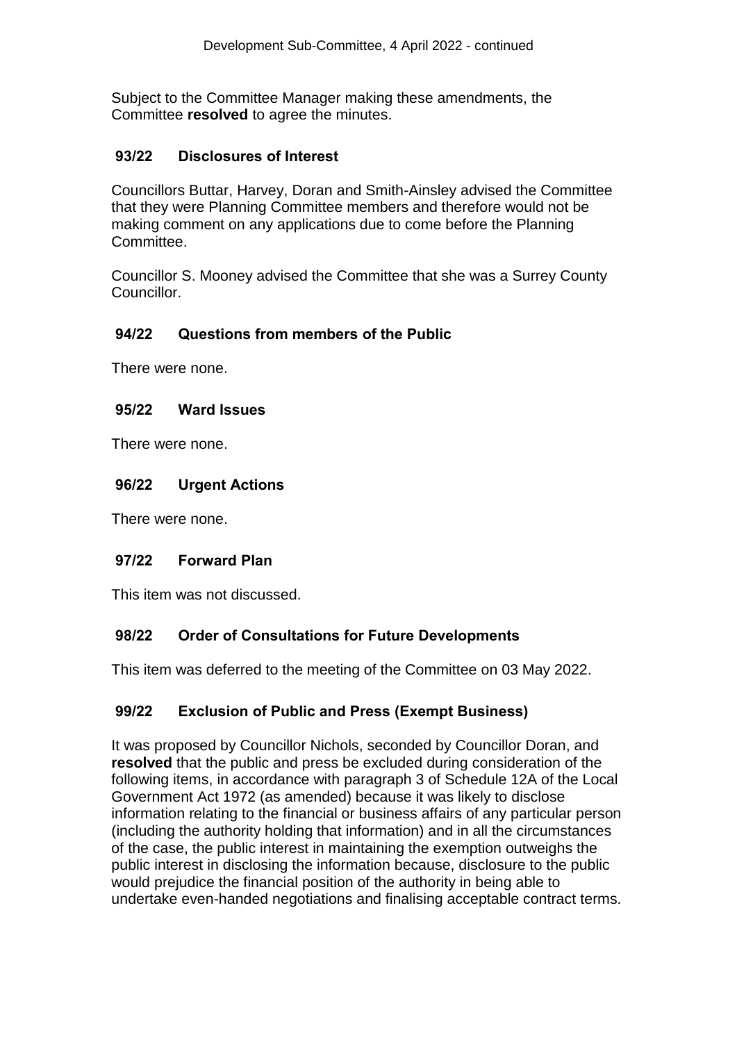Subject to the Committee Manager making these amendments, the Committee **resolved** to agree the minutes.

## 93/22 Disclosures of Interest

Councillors Buttar, Harvey, Doran and Smith-Ainsley advised the Committee that they were Planning Committee members and therefore would not be making comment on any applications due to come before the Planning Committee.

Councillor S. Mooney advised the Committee that she was a Surrey County Councillor.

## 94/22 Questions from members of the Public

There were none.

## 95/22 Ward Issues

There were none.

## 96/22 Urgent Actions

There were none.

## 97/22 Forward Plan

This item was not discussed.

## 98/22 Order of Consultations for Future Developments

This item was deferred to the meeting of the Committee on 03 May 2022.

## 99/22 Exclusion of Public and Press (Exempt Business)

It was proposed by Councillor Nichols, seconded by Councillor Doran, and **resolved** that the public and press be excluded during consideration of the following items, in accordance with paragraph 3 of Schedule 12A of the Local Government Act 1972 (as amended) because it was likely to disclose information relating to the financial or business affairs of any particular person (including the authority holding that information) and in all the circumstances of the case, the public interest in maintaining the exemption outweighs the public interest in disclosing the information because, disclosure to the public would prejudice the financial position of the authority in being able to undertake even-handed negotiations and finalising acceptable contract terms.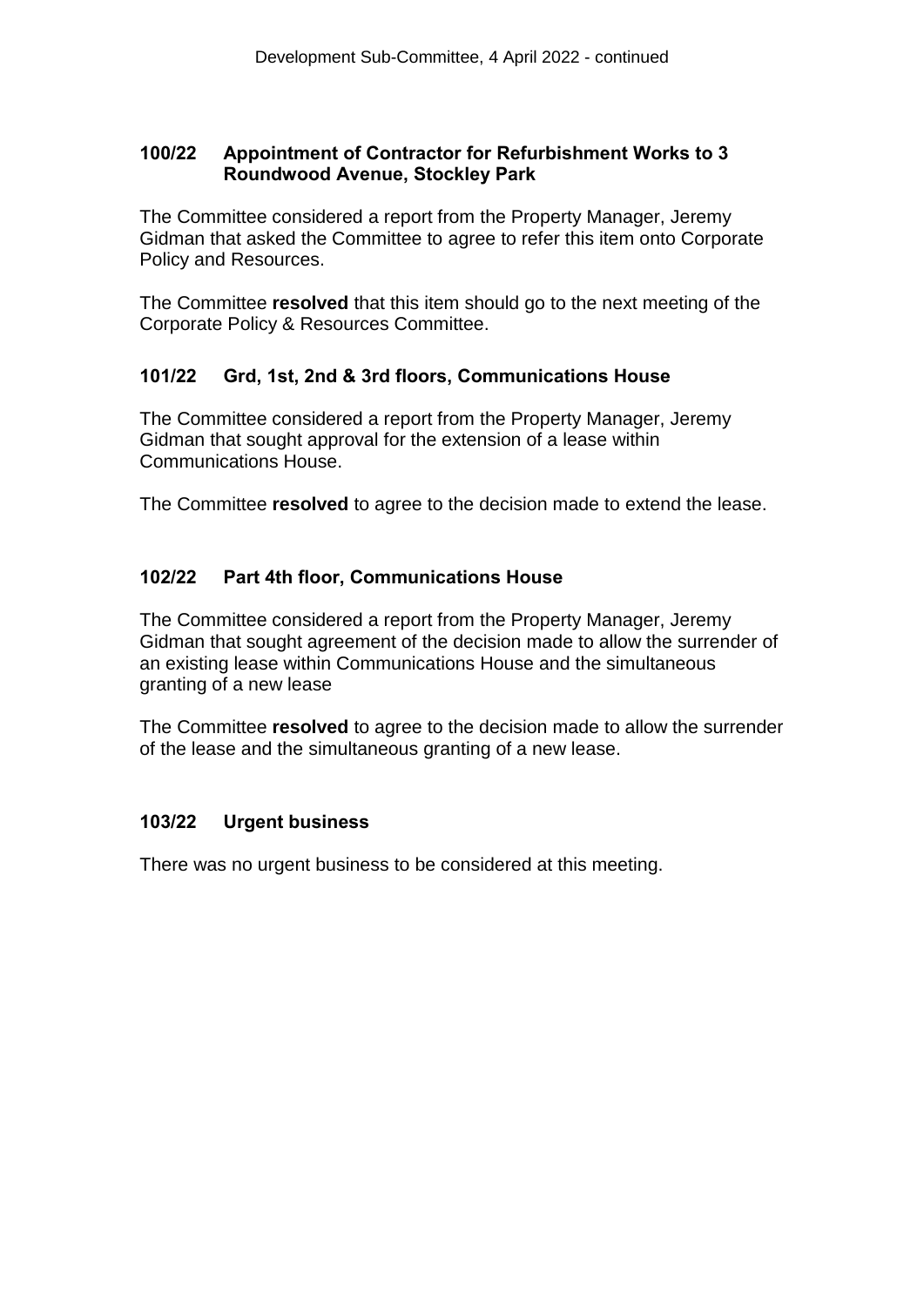### 100/22 Appointment of Contractor for Refurbishment Works to 3 Roundwood Avenue, Stockley Park

The Committee considered a report from the Property Manager, Jeremy Gidman that asked the Committee to agree to refer this item onto Corporate Policy and Resources.

The Committee **resolved** that this item should go to the next meeting of the Corporate Policy & Resources Committee.

### 101/22 Grd, 1st, 2nd & 3rd floors, Communications House

The Committee considered a report from the Property Manager, Jeremy Gidman that sought approval for the extension of a lease within Communications House.

The Committee **resolved** to agree to the decision made to extend the lease.

### 102/22 Part 4th floor, Communications House

The Committee considered a report from the Property Manager, Jeremy Gidman that sought agreement of the decision made to allow the surrender of an existing lease within Communications House and the simultaneous granting of a new lease

The Committee **resolved** to agree to the decision made to allow the surrender of the lease and the simultaneous granting of a new lease.

### 103/22 Urgent business

There was no urgent business to be considered at this meeting.